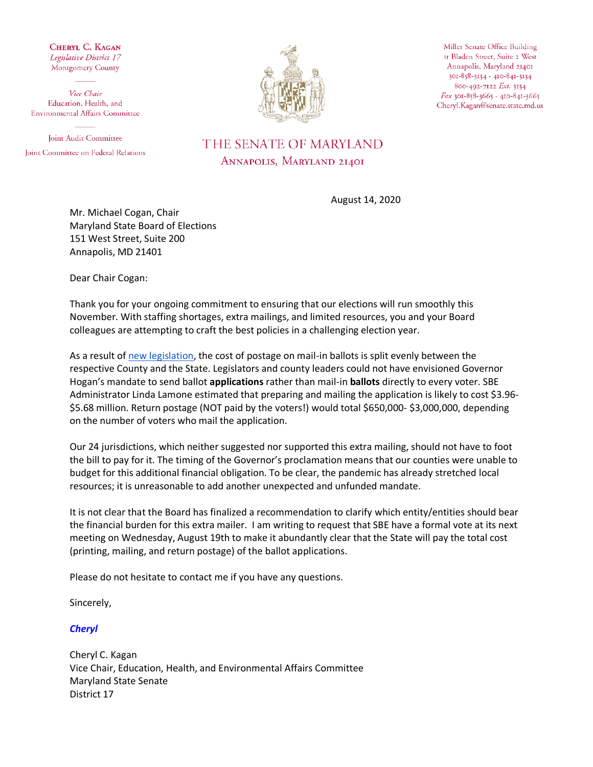**Cheryl C. Kagan**
*Legislative District 17*
Montgomery County

*Vice Chair*
Education, Health, and
Environmental Affairs Committee

Joint Audit Committee
Joint Committee on Federal Relations

# THE SENATE OF MARYLAND
## Annapolis, Maryland 21401

Miller Senate Office Building
11 Bladen Street, Suite 2 West
Annapolis, Maryland 21401
301-858-3134 · 410-841-3134
800-492-7122 *Ext.* 3134
*Fax* 301-858-3665 · 410-841-3665
Cheryl.Kagan@senate.state.md.us

August 14, 2020

Mr. Michael Cogan, Chair
Maryland State Board of Elections
151 West Street, Suite 200
Annapolis, MD 21401

Dear Chair Cogan:

Thank you for your ongoing commitment to ensuring that our elections will run smoothly this November. With staffing shortages, extra mailings, and limited resources, you and your Board colleagues are attempting to craft the best policies in a challenging election year.

As a result of new legislation, the cost of postage on mail-in ballots is split evenly between the respective County and the State. Legislators and county leaders could not have envisioned Governor Hogan's mandate to send ballot **applications** rather than mail-in **ballots** directly to every voter. SBE Administrator Linda Lamone estimated that preparing and mailing the application is likely to cost $3.96-$5.68 million. Return postage (NOT paid by the voters!) would total $650,000- $3,000,000, depending on the number of voters who mail the application.

Our 24 jurisdictions, which neither suggested nor supported this extra mailing, should not have to foot the bill to pay for it. The timing of the Governor's proclamation means that our counties were unable to budget for this additional financial obligation. To be clear, the pandemic has already stretched local resources; it is unreasonable to add another unexpected and unfunded mandate.

It is not clear that the Board has finalized a recommendation to clarify which entity/entities should bear the financial burden for this extra mailer. I am writing to request that SBE have a formal vote at its next meeting on Wednesday, August 19th to make it abundantly clear that the State will pay the total cost (printing, mailing, and return postage) of the ballot applications.

Please do not hesitate to contact me if you have any questions.

Sincerely,

***Cheryl***

Cheryl C. Kagan
Vice Chair, Education, Health, and Environmental Affairs Committee
Maryland State Senate
District 17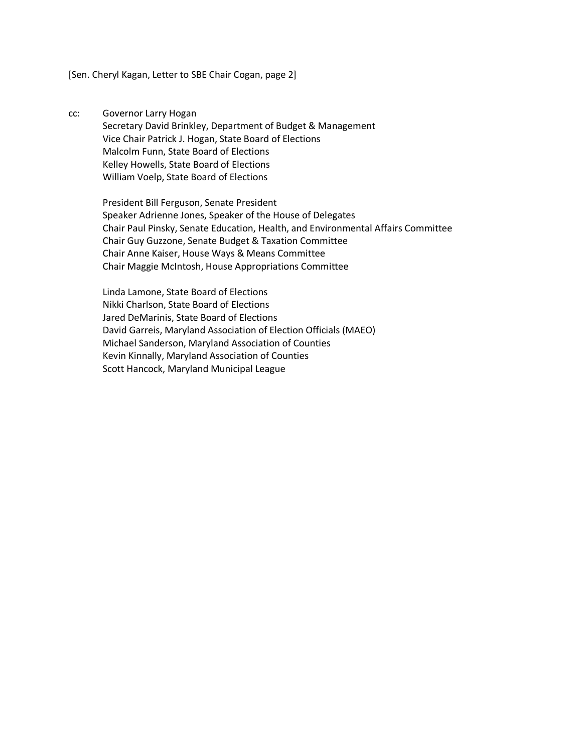[Sen. Cheryl Kagan, Letter to SBE Chair Cogan, page 2]

cc: Governor Larry Hogan
Secretary David Brinkley, Department of Budget & Management
Vice Chair Patrick J. Hogan, State Board of Elections
Malcolm Funn, State Board of Elections
Kelley Howells, State Board of Elections
William Voelp, State Board of Elections

President Bill Ferguson, Senate President
Speaker Adrienne Jones, Speaker of the House of Delegates
Chair Paul Pinsky, Senate Education, Health, and Environmental Affairs Committee
Chair Guy Guzzone, Senate Budget & Taxation Committee
Chair Anne Kaiser, House Ways & Means Committee
Chair Maggie McIntosh, House Appropriations Committee

Linda Lamone, State Board of Elections
Nikki Charlson, State Board of Elections
Jared DeMarinis, State Board of Elections
David Garreis, Maryland Association of Election Officials (MAEO)
Michael Sanderson, Maryland Association of Counties
Kevin Kinnally, Maryland Association of Counties
Scott Hancock, Maryland Municipal League